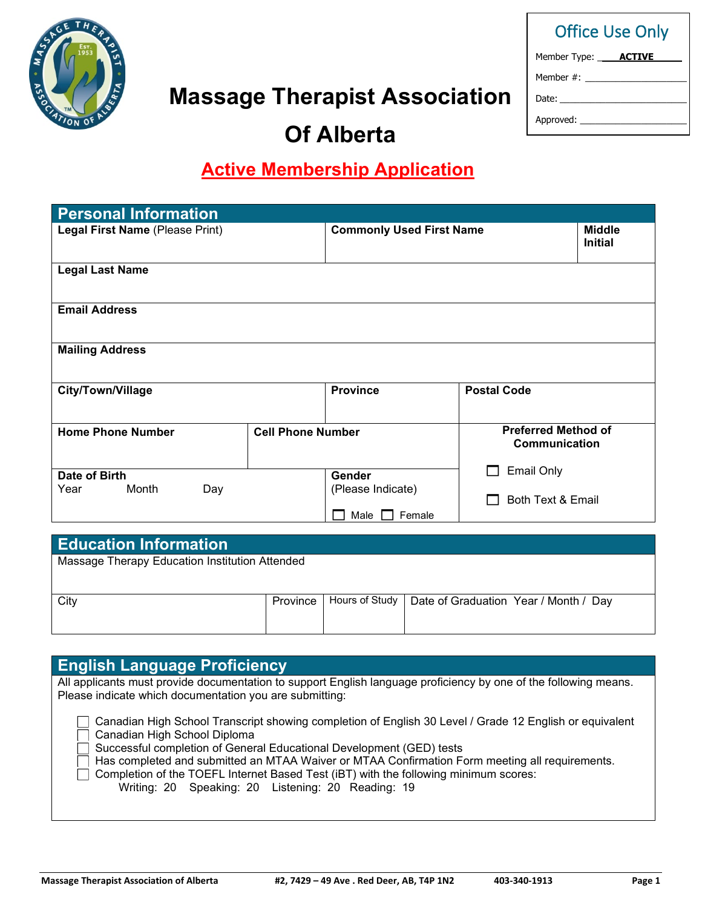# Massage Therapist Association Of Alberta

| Office Use Only |
|---|
| Member Type: **ACTIVE** |
| Member #: ____________ |
| Date: ____________ |
| Approved: ____________ |

## Active Membership Application

## Personal Information

| **Legal First Name** (Please Print) | **Commonly Used First Name** | **Middle Initial** |
|---|---|---|
| | | |

| **Legal Last Name** |
|---|
| |

| **Email Address** |
|---|
| |

| **Mailing Address** |
|---|
| |

| **City/Town/Village** | **Province** | **Postal Code** |
|---|---|---|
| | | |

| **Home Phone Number** | **Cell Phone Number** | **Preferred Method of Communication** |
|---|---|---|
| | | ☐ Email Only<br>☐ Both Text & Email |
| **Date of Birth**<br>Year Month Day | **Gender**<br>(Please Indicate)<br>☐ Male ☐ Female | |

## Education Information

| Massage Therapy Education Institution Attended | | | |
|---|---|---|---|
| | | | |
| City | Province | Hours of Study | Date of Graduation Year / Month / Day |
| | | | |

## English Language Proficiency

All applicants must provide documentation to support English language proficiency by one of the following means. Please indicate which documentation you are submitting:

- ☐ Canadian High School Transcript showing completion of English 30 Level / Grade 12 English or equivalent
- ☐ Canadian High School Diploma
- ☐ Successful completion of General Educational Development (GED) tests
- ☐ Has completed and submitted an MTAA Waiver or MTAA Confirmation Form meeting all requirements.
- ☐ Completion of the TOEFL Internet Based Test (iBT) with the following minimum scores:
  Writing: 20 Speaking: 20 Listening: 20 Reading: 19

Massage Therapist Association of Alberta #2, 7429 – 49 Ave . Red Deer, AB, T4P 1N2 403-340-1913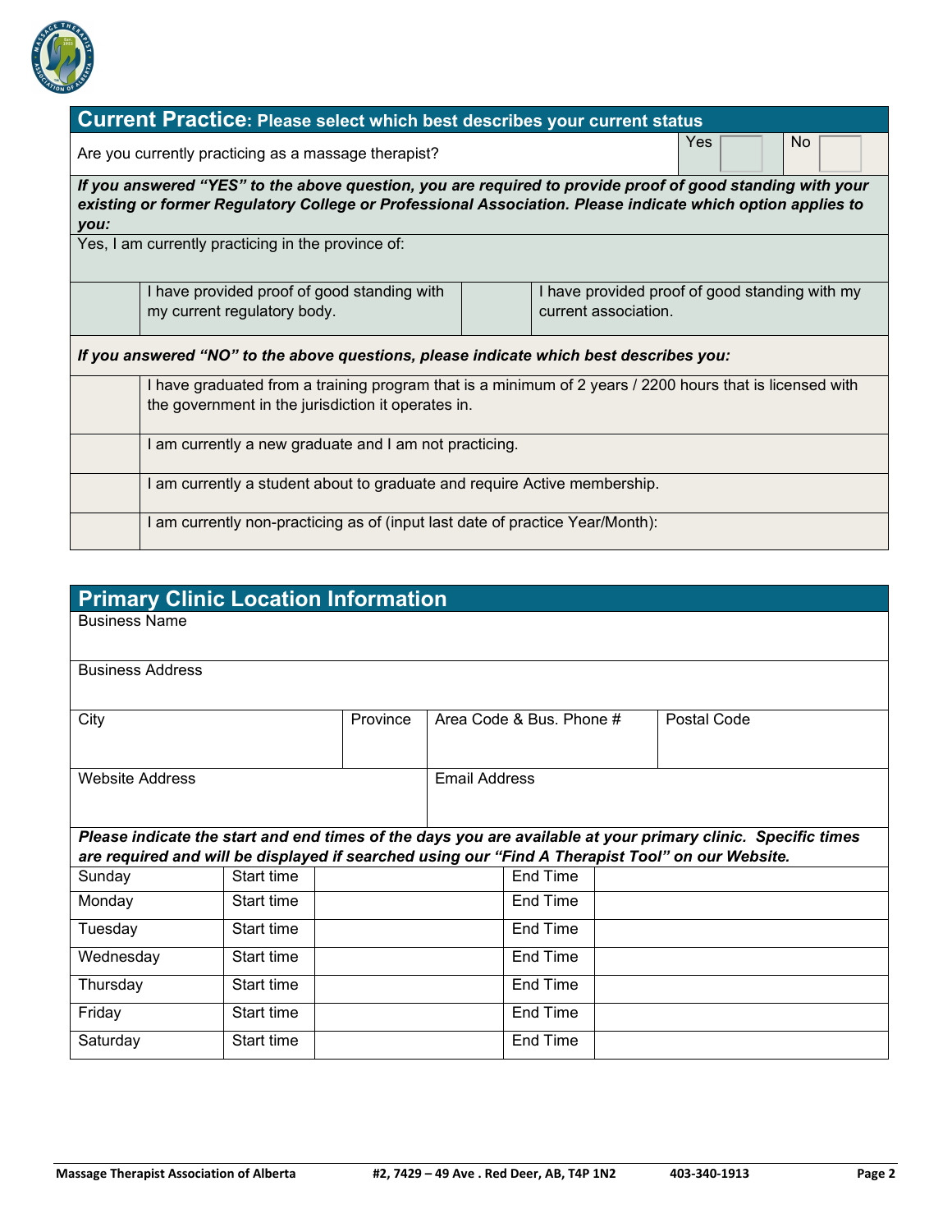## Current Practice: Please select which best describes your current status

| Are you currently practicing as a massage therapist? | Yes | | No | |
|---|---|---|---|---|

***If you answered "YES" to the above question, you are required to provide proof of good standing with your existing or former Regulatory College or Professional Association. Please indicate which option applies to you:***

Yes, I am currently practicing in the province of:

| | I have provided proof of good standing with my current regulatory body. | | I have provided proof of good standing with my current association. |
|---|---|---|---|

***If you answered "NO" to the above questions, please indicate which best describes you:***

| | |
|---|---|
| | I have graduated from a training program that is a minimum of 2 years / 2200 hours that is licensed with the government in the jurisdiction it operates in. |
| | I am currently a new graduate and I am not practicing. |
| | I am currently a student about to graduate and require Active membership. |
| | I am currently non-practicing as of (input last date of practice Year/Month): |

## Primary Clinic Location Information

| Business Name | | | |
|---|---|---|---|
| Business Address | | | |
| City | Province | Area Code & Bus. Phone # | Postal Code |
| Website Address | | Email Address | |

***Please indicate the start and end times of the days you are available at your primary clinic. Specific times are required and will be displayed if searched using our "Find A Therapist Tool" on our Website.***

| Day | | | | |
|---|---|---|---|---|
| Sunday | Start time | | End Time | |
| Monday | Start time | | End Time | |
| Tuesday | Start time | | End Time | |
| Wednesday | Start time | | End Time | |
| Thursday | Start time | | End Time | |
| Friday | Start time | | End Time | |
| Saturday | Start time | | End Time | |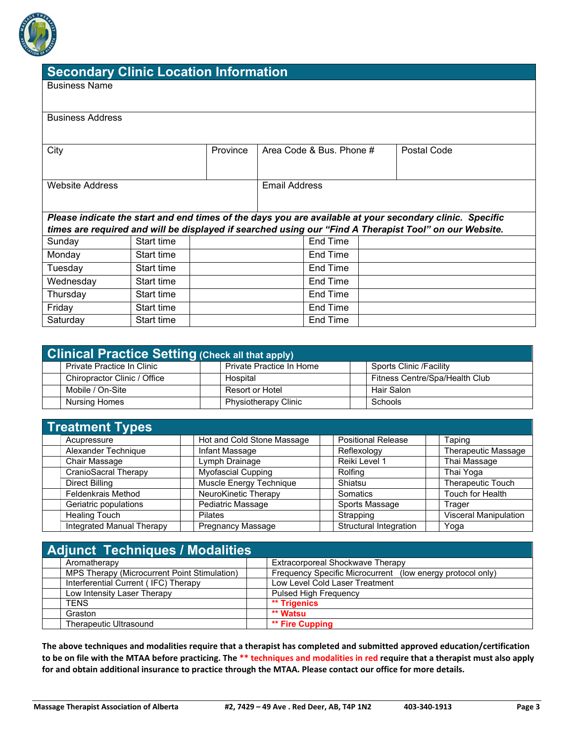## Secondary Clinic Location Information

| Business Name | | | |
|---|---|---|---|
| | | | |

| Business Address | | | |
|---|---|---|---|
| | | | |

| City | Province | Area Code & Bus. Phone # | Postal Code |
|---|---|---|---|
| | | | |

| Website Address | Email Address |
|---|---|
| | |

***Please indicate the start and end times of the days you are available at your secondary clinic. Specific times are required and will be displayed if searched using our "Find A Therapist Tool" on our Website.***

| Day | | | | |
|---|---|---|---|---|
| Sunday | Start time | | End Time | |
| Monday | Start time | | End Time | |
| Tuesday | Start time | | End Time | |
| Wednesday | Start time | | End Time | |
| Thursday | Start time | | End Time | |
| Friday | Start time | | End Time | |
| Saturday | Start time | | End Time | |

## Clinical Practice Setting (Check all that apply)

| | | | | | |
|---|---|---|---|---|---|
| | Private Practice In Clinic | | Private Practice In Home | | Sports Clinic /Facility |
| | Chiropractor Clinic / Office | | Hospital | | Fitness Centre/Spa/Health Club |
| | Mobile / On-Site | | Resort or Hotel | | Hair Salon |
| | Nursing Homes | | Physiotherapy Clinic | | Schools |

## Treatment Types

| | | | | | | | |
|---|---|---|---|---|---|---|---|
| | Acupressure | | Hot and Cold Stone Massage | | Positional Release | | Taping |
| | Alexander Technique | | Infant Massage | | Reflexology | | Therapeutic Massage |
| | Chair Massage | | Lymph Drainage | | Reiki Level 1 | | Thai Massage |
| | CranioSacral Therapy | | Myofascial Cupping | | Rolfing | | Thai Yoga |
| | Direct Billing | | Muscle Energy Technique | | Shiatsu | | Therapeutic Touch |
| | Feldenkrais Method | | NeuroKinetic Therapy | | Somatics | | Touch for Health |
| | Geriatric populations | | Pediatric Massage | | Sports Massage | | Trager |
| | Healing Touch | | Pilates | | Strapping | | Visceral Manipulation |
| | Integrated Manual Therapy | | Pregnancy Massage | | Structural Integration | | Yoga |

## Adjunct Techniques / Modalities

| | | | |
|---|---|---|---|
| | Aromatherapy | | Extracorporeal Shockwave Therapy |
| | MPS Therapy (Microcurrent Point Stimulation) | | Frequency Specific Microcurrent (low energy protocol only) |
| | Interferential Current ( IFC) Therapy | | Low Level Cold Laser Treatment |
| | Low Intensity Laser Therapy | | Pulsed High Frequency |
| | TENS | | **** Trigenics** |
| | Graston | | **** Watsu** |
| | Therapeutic Ultrasound | | **** Fire Cupping** |

**The above techniques and modalities require that a therapist has completed and submitted approved education/certification to be on file with the MTAA before practicing. The ** techniques and modalities in red require that a therapist must also apply for and obtain additional insurance to practice through the MTAA. Please contact our office for more details.**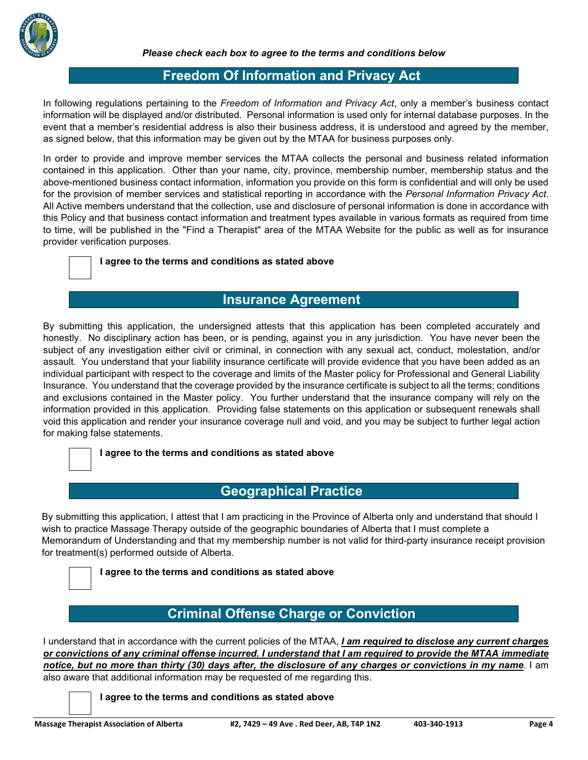***Please check each box to agree to the terms and conditions below***

## Freedom Of Information and Privacy Act

In following regulations pertaining to the *Freedom of Information and Privacy Act*, only a member's business contact information will be displayed and/or distributed. Personal information is used only for internal database purposes. In the event that a member's residential address is also their business address, it is understood and agreed by the member, as signed below, that this information may be given out by the MTAA for business purposes only.

In order to provide and improve member services the MTAA collects the personal and business related information contained in this application. Other than your name, city, province, membership number, membership status and the above-mentioned business contact information, information you provide on this form is confidential and will only be used for the provision of member services and statistical reporting in accordance with the *Personal Information Privacy Act*. All Active members understand that the collection, use and disclosure of personal information is done in accordance with this Policy and that business contact information and treatment types available in various formats as required from time to time, will be published in the "Find a Therapist" area of the MTAA Website for the public as well as for insurance provider verification purposes.

☐ **I agree to the terms and conditions as stated above**

## Insurance Agreement

By submitting this application, the undersigned attests that this application has been completed accurately and honestly. No disciplinary action has been, or is pending, against you in any jurisdiction. You have never been the subject of any investigation either civil or criminal, in connection with any sexual act, conduct, molestation, and/or assault. You understand that your liability insurance certificate will provide evidence that you have been added as an individual participant with respect to the coverage and limits of the Master policy for Professional and General Liability Insurance. You understand that the coverage provided by the insurance certificate is subject to all the terms; conditions and exclusions contained in the Master policy. You further understand that the insurance company will rely on the information provided in this application. Providing false statements on this application or subsequent renewals shall void this application and render your insurance coverage null and void, and you may be subject to further legal action for making false statements.

☐ **I agree to the terms and conditions as stated above**

## Geographical Practice

By submitting this application, I attest that I am practicing in the Province of Alberta only and understand that should I wish to practice Massage Therapy outside of the geographic boundaries of Alberta that I must complete a Memorandum of Understanding and that my membership number is not valid for third-party insurance receipt provision for treatment(s) performed outside of Alberta.

☐ **I agree to the terms and conditions as stated above**

## Criminal Offense Charge or Conviction

I understand that in accordance with the current policies of the MTAA, ***<u>I am required to disclose any current charges or convictions of any criminal offense incurred. I understand that I am required to provide the MTAA immediate notice, but no more than thirty (30) days after, the disclosure of any charges or convictions in my name</u>***. I am also aware that additional information may be requested of me regarding this.

☐ **I agree to the terms and conditions as stated above**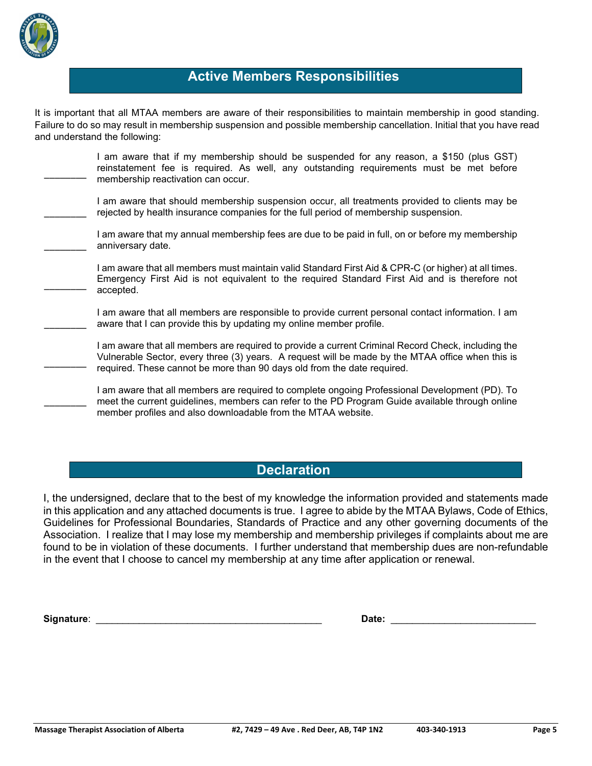## Active Members Responsibilities

It is important that all MTAA members are aware of their responsibilities to maintain membership in good standing. Failure to do so may result in membership suspension and possible membership cancellation. Initial that you have read and understand the following:

________ I am aware that if my membership should be suspended for any reason, a $150 (plus GST) reinstatement fee is required. As well, any outstanding requirements must be met before membership reactivation can occur.

________ I am aware that should membership suspension occur, all treatments provided to clients may be rejected by health insurance companies for the full period of membership suspension.

________ I am aware that my annual membership fees are due to be paid in full, on or before my membership anniversary date.

________ I am aware that all members must maintain valid Standard First Aid & CPR-C (or higher) at all times. Emergency First Aid is not equivalent to the required Standard First Aid and is therefore not accepted.

________ I am aware that all members are responsible to provide current personal contact information. I am aware that I can provide this by updating my online member profile.

________ I am aware that all members are required to provide a current Criminal Record Check, including the Vulnerable Sector, every three (3) years. A request will be made by the MTAA office when this is required. These cannot be more than 90 days old from the date required.

________ I am aware that all members are required to complete ongoing Professional Development (PD). To meet the current guidelines, members can refer to the PD Program Guide available through online member profiles and also downloadable from the MTAA website.

## Declaration

I, the undersigned, declare that to the best of my knowledge the information provided and statements made in this application and any attached documents is true. I agree to abide by the MTAA Bylaws, Code of Ethics, Guidelines for Professional Boundaries, Standards of Practice and any other governing documents of the Association. I realize that I may lose my membership and membership privileges if complaints about me are found to be in violation of these documents. I further understand that membership dues are non-refundable in the event that I choose to cancel my membership at any time after application or renewal.

**Signature**: ________________________________________ **Date:** __________________________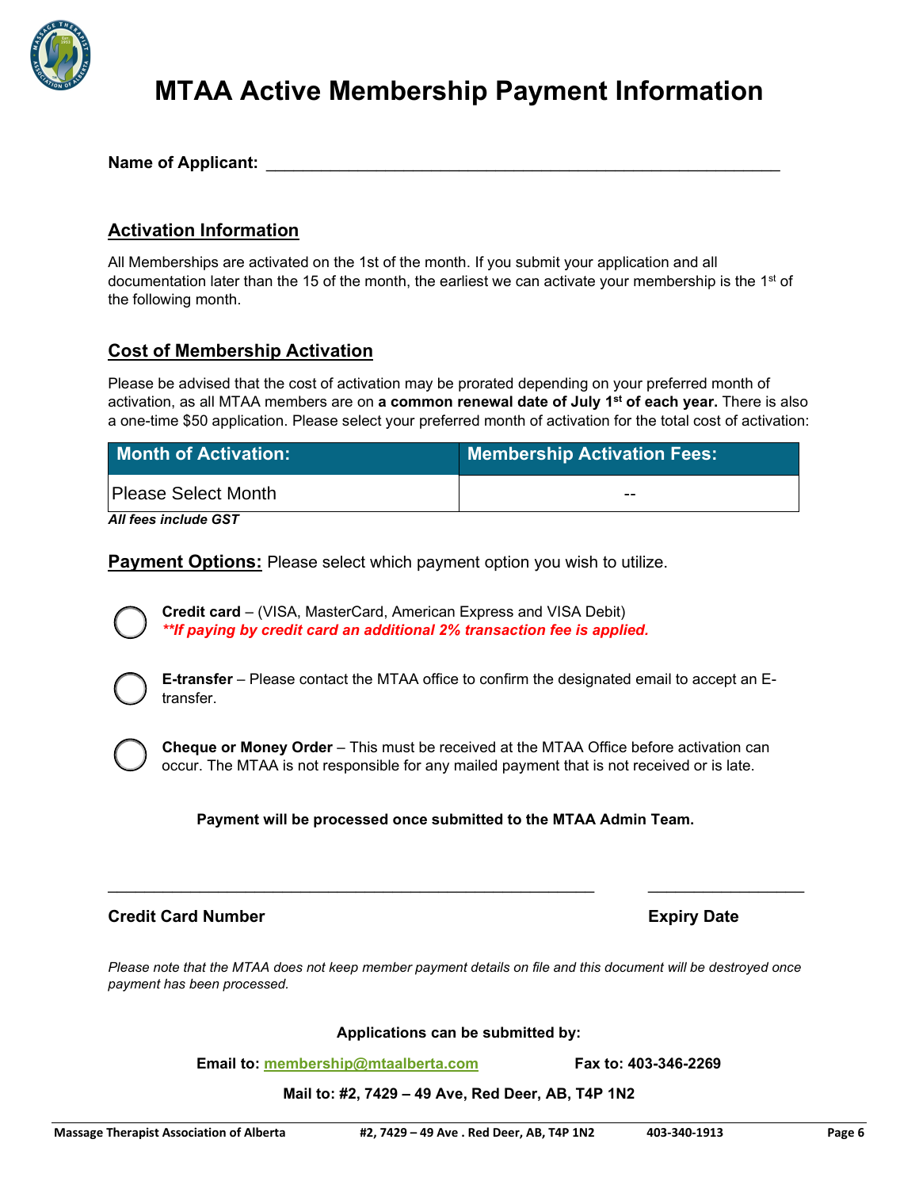# MTAA Active Membership Payment Information

**Name of Applicant:** ___________________________________________________________

## Activation Information

All Memberships are activated on the 1st of the month. If you submit your application and all documentation later than the 15 of the month, the earliest we can activate your membership is the 1st of the following month.

## Cost of Membership Activation

Please be advised that the cost of activation may be prorated depending on your preferred month of activation, as all MTAA members are on **a common renewal date of July 1st of each year.** There is also a one-time $50 application. Please select your preferred month of activation for the total cost of activation:

| Month of Activation: | Membership Activation Fees: |
| --- | --- |
| Please Select Month | -- |

***All fees include GST***

**Payment Options:** Please select which payment option you wish to utilize.

- ◯ **Credit card** – (VISA, MasterCard, American Express and VISA Debit)
  ***\*\*If paying by credit card an additional 2% transaction fee is applied.***

- ◯ **E-transfer** – Please contact the MTAA office to confirm the designated email to accept an E-transfer.

- ◯ **Cheque or Money Order** – This must be received at the MTAA Office before activation can occur. The MTAA is not responsible for any mailed payment that is not received or is late.

**Payment will be processed once submitted to the MTAA Admin Team.**

_______________________________________________________ &nbsp;&nbsp;&nbsp;&nbsp; __________________

**Credit Card Number** &nbsp;&nbsp;&nbsp;&nbsp; **Expiry Date**

*Please note that the MTAA does not keep member payment details on file and this document will be destroyed once payment has been processed.*

**Applications can be submitted by:**

**Email to: membership@mtaalberta.com** &nbsp;&nbsp;&nbsp;&nbsp; **Fax to: 403-346-2269**

**Mail to: #2, 7429 – 49 Ave, Red Deer, AB, T4P 1N2**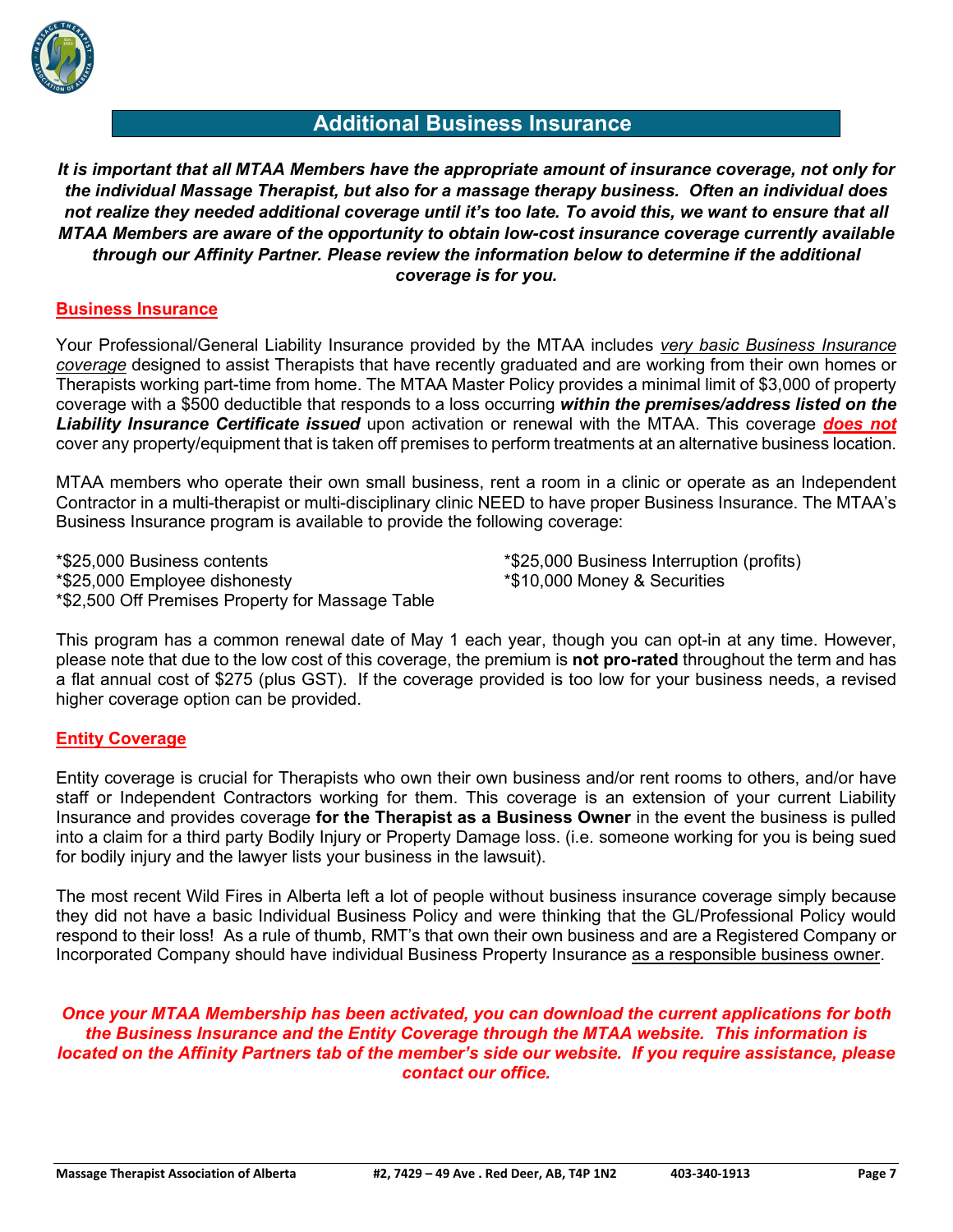## Additional Business Insurance

***It is important that all MTAA Members have the appropriate amount of insurance coverage, not only for the individual Massage Therapist, but also for a massage therapy business. Often an individual does not realize they needed additional coverage until it's too late. To avoid this, we want to ensure that all MTAA Members are aware of the opportunity to obtain low-cost insurance coverage currently available through our Affinity Partner. Please review the information below to determine if the additional coverage is for you.***

### Business Insurance

Your Professional/General Liability Insurance provided by the MTAA includes *very basic Business Insurance coverage* designed to assist Therapists that have recently graduated and are working from their own homes or Therapists working part-time from home. The MTAA Master Policy provides a minimal limit of $3,000 of property coverage with a $500 deductible that responds to a loss occurring ***within the premises/address listed on the Liability Insurance Certificate issued*** upon activation or renewal with the MTAA. This coverage ***does not*** cover any property/equipment that is taken off premises to perform treatments at an alternative business location.

MTAA members who operate their own small business, rent a room in a clinic or operate as an Independent Contractor in a multi-therapist or multi-disciplinary clinic NEED to have proper Business Insurance. The MTAA's Business Insurance program is available to provide the following coverage:

*$25,000 Business contents
*$25,000 Employee dishonesty
*$2,500 Off Premises Property for Massage Table
*$25,000 Business Interruption (profits)
*$10,000 Money & Securities

This program has a common renewal date of May 1 each year, though you can opt-in at any time. However, please note that due to the low cost of this coverage, the premium is **not pro-rated** throughout the term and has a flat annual cost of $275 (plus GST). If the coverage provided is too low for your business needs, a revised higher coverage option can be provided.

### Entity Coverage

Entity coverage is crucial for Therapists who own their own business and/or rent rooms to others, and/or have staff or Independent Contractors working for them. This coverage is an extension of your current Liability Insurance and provides coverage **for the Therapist as a Business Owner** in the event the business is pulled into a claim for a third party Bodily Injury or Property Damage loss. (i.e. someone working for you is being sued for bodily injury and the lawyer lists your business in the lawsuit).

The most recent Wild Fires in Alberta left a lot of people without business insurance coverage simply because they did not have a basic Individual Business Policy and were thinking that the GL/Professional Policy would respond to their loss! As a rule of thumb, RMT's that own their own business and are a Registered Company or Incorporated Company should have individual Business Property Insurance as a responsible business owner.

***Once your MTAA Membership has been activated, you can download the current applications for both the Business Insurance and the Entity Coverage through the MTAA website. This information is located on the Affinity Partners tab of the member's side our website. If you require assistance, please contact our office.***